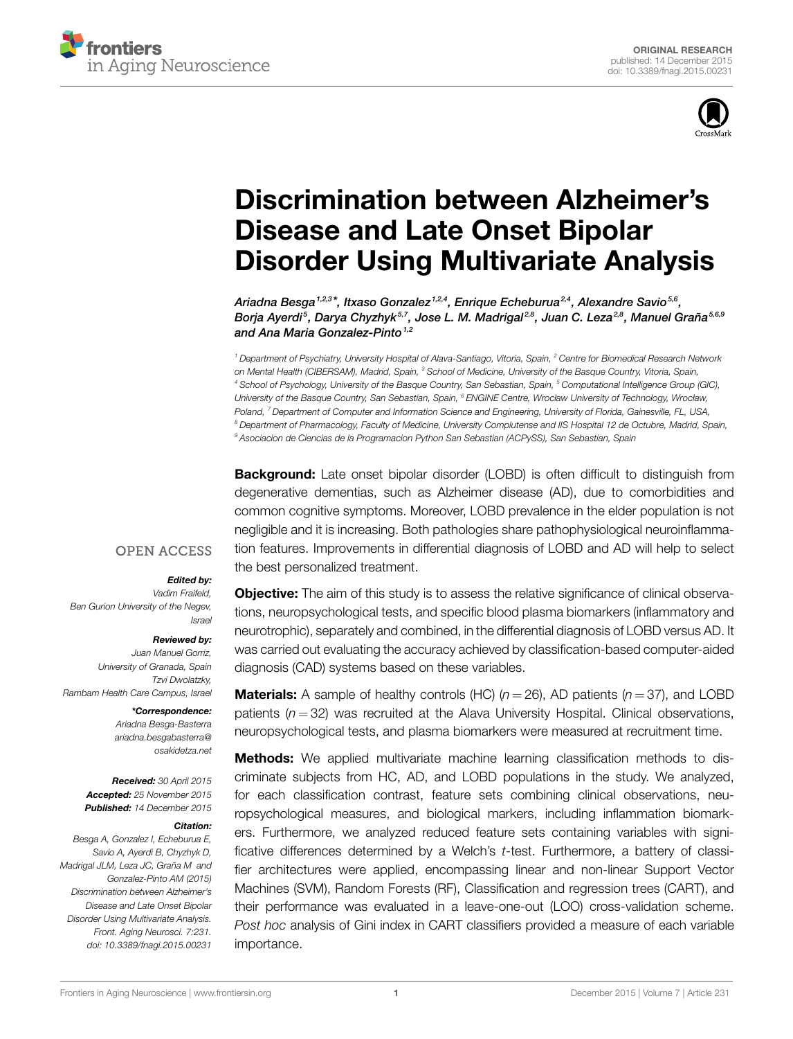ORIGINAL RESEARCH
published: 14 December 2015
doi: 10.3389/fnagi.2015.00231

# Discrimination between Alzheimer's Disease and Late Onset Bipolar Disorder Using Multivariate Analysis

*Ariadna Besga[1,2,3]\*, Itxaso Gonzalez[1,2,4], Enrique Echeburua[2,4], Alexandre Savio[5,6], Borja Ayerdi[5], Darya Chyzhyk[5,7], Jose L. M. Madrigal[2,8], Juan C. Leza[2,8], Manuel Graña[5,6,9] and Ana Maria Gonzalez-Pinto[1,2]*

[1] Department of Psychiatry, University Hospital of Alava-Santiago, Vitoria, Spain, [2] Centre for Biomedical Research Network on Mental Health (CIBERSAM), Madrid, Spain, [3] School of Medicine, University of the Basque Country, Vitoria, Spain, [4] School of Psychology, University of the Basque Country, San Sebastian, Spain, [5] Computational Intelligence Group (GIC), University of the Basque Country, San Sebastian, Spain, [6] ENGINE Centre, Wroclaw University of Technology, Wrocław, Poland, [7] Department of Computer and Information Science and Engineering, University of Florida, Gainesville, FL, USA, [8] Department of Pharmacology, Faculty of Medicine, University Complutense and IIS Hospital 12 de Octubre, Madrid, Spain, [9] Asociacion de Ciencias de la Programacion Python San Sebastian (ACPySS), San Sebastian, Spain

OPEN ACCESS

***Edited by:***
Vadim Fraifeld,
Ben Gurion University of the Negev, Israel

***Reviewed by:***
Juan Manuel Gorriz,
University of Granada, Spain
Tzvi Dwolatzky,
Rambam Health Care Campus, Israel

***\*Correspondence:***
Ariadna Besga-Basterra
ariadna.besgabasterra@osakidetza.net

**Received:** 30 April 2015
**Accepted:** 25 November 2015
**Published:** 14 December 2015

**Citation:**
Besga A, Gonzalez I, Echeburua E, Savio A, Ayerdi B, Chyzhyk D, Madrigal JLM, Leza JC, Graña M and Gonzalez-Pinto AM (2015) Discrimination between Alzheimer's Disease and Late Onset Bipolar Disorder Using Multivariate Analysis. Front. Aging Neurosci. 7:231. doi: 10.3389/fnagi.2015.00231

**Background:** Late onset bipolar disorder (LOBD) is often difficult to distinguish from degenerative dementias, such as Alzheimer disease (AD), due to comorbidities and common cognitive symptoms. Moreover, LOBD prevalence in the elder population is not negligible and it is increasing. Both pathologies share pathophysiological neuroinflammation features. Improvements in differential diagnosis of LOBD and AD will help to select the best personalized treatment.

**Objective:** The aim of this study is to assess the relative significance of clinical observations, neuropsychological tests, and specific blood plasma biomarkers (inflammatory and neurotrophic), separately and combined, in the differential diagnosis of LOBD versus AD. It was carried out evaluating the accuracy achieved by classification-based computer-aided diagnosis (CAD) systems based on these variables.

**Materials:** A sample of healthy controls (HC) ($n = 26$), AD patients ($n = 37$), and LOBD patients ($n = 32$) was recruited at the Alava University Hospital. Clinical observations, neuropsychological tests, and plasma biomarkers were measured at recruitment time.

**Methods:** We applied multivariate machine learning classification methods to discriminate subjects from HC, AD, and LOBD populations in the study. We analyzed, for each classification contrast, feature sets combining clinical observations, neuropsychological measures, and biological markers, including inflammation biomarkers. Furthermore, we analyzed reduced feature sets containing variables with significative differences determined by a Welch's *t*-test. Furthermore, a battery of classifier architectures were applied, encompassing linear and non-linear Support Vector Machines (SVM), Random Forests (RF), Classification and regression trees (CART), and their performance was evaluated in a leave-one-out (LOO) cross-validation scheme. *Post hoc* analysis of Gini index in CART classifiers provided a measure of each variable importance.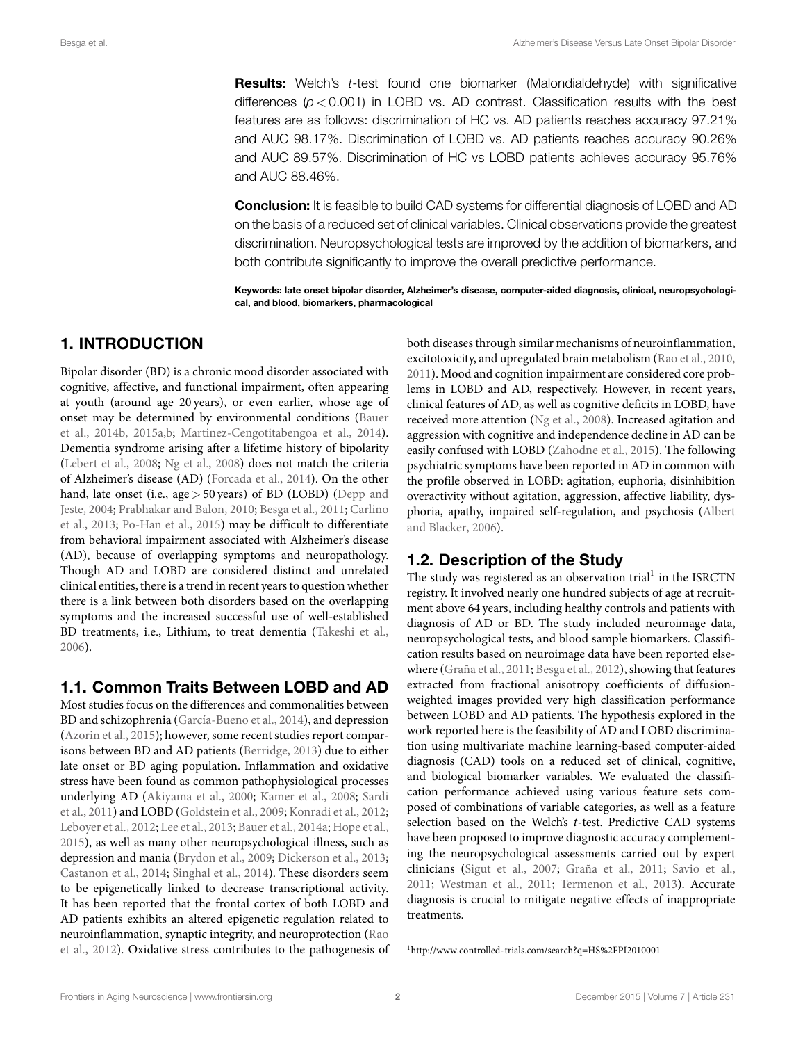**Results:** Welch's *t*-test found one biomarker (Malondialdehyde) with significative differences ($p < 0.001$) in LOBD vs. AD contrast. Classification results with the best features are as follows: discrimination of HC vs. AD patients reaches accuracy 97.21% and AUC 98.17%. Discrimination of LOBD vs. AD patients reaches accuracy 90.26% and AUC 89.57%. Discrimination of HC vs LOBD patients achieves accuracy 95.76% and AUC 88.46%.

**Conclusion:** It is feasible to build CAD systems for differential diagnosis of LOBD and AD on the basis of a reduced set of clinical variables. Clinical observations provide the greatest discrimination. Neuropsychological tests are improved by the addition of biomarkers, and both contribute significantly to improve the overall predictive performance.

**Keywords: late onset bipolar disorder, Alzheimer's disease, computer-aided diagnosis, clinical, neuropsychological, and blood, biomarkers, pharmacological**

## 1. INTRODUCTION

Bipolar disorder (BD) is a chronic mood disorder associated with cognitive, affective, and functional impairment, often appearing at youth (around age 20 years), or even earlier, whose age of onset may be determined by environmental conditions (Bauer et al., 2014b, 2015a,b; Martinez-Cengotitabengoa et al., 2014). Dementia syndrome arising after a lifetime history of bipolarity (Lebert et al., 2008; Ng et al., 2008) does not match the criteria of Alzheimer's disease (AD) (Forcada et al., 2014). On the other hand, late onset (i.e., age > 50 years) of BD (LOBD) (Depp and Jeste, 2004; Prabhakar and Balon, 2010; Besga et al., 2011; Carlino et al., 2013; Po-Han et al., 2015) may be difficult to differentiate from behavioral impairment associated with Alzheimer's disease (AD), because of overlapping symptoms and neuropathology. Though AD and LOBD are considered distinct and unrelated clinical entities, there is a trend in recent years to question whether there is a link between both disorders based on the overlapping symptoms and the increased successful use of well-established BD treatments, i.e., Lithium, to treat dementia (Takeshi et al., 2006).

### 1.1. Common Traits Between LOBD and AD

Most studies focus on the differences and commonalities between BD and schizophrenia (García-Bueno et al., 2014), and depression (Azorin et al., 2015); however, some recent studies report comparisons between BD and AD patients (Berridge, 2013) due to either late onset or BD aging population. Inflammation and oxidative stress have been found as common pathophysiological processes underlying AD (Akiyama et al., 2000; Kamer et al., 2008; Sardi et al., 2011) and LOBD (Goldstein et al., 2009; Konradi et al., 2012; Leboyer et al., 2012; Lee et al., 2013; Bauer et al., 2014a; Hope et al., 2015), as well as many other neuropsychological illness, such as depression and mania (Brydon et al., 2009; Dickerson et al., 2013; Castanon et al., 2014; Singhal et al., 2014). These disorders seem to be epigenetically linked to decrease transcriptional activity. It has been reported that the frontal cortex of both LOBD and AD patients exhibits an altered epigenetic regulation related to neuroinflammation, synaptic integrity, and neuroprotection (Rao et al., 2012). Oxidative stress contributes to the pathogenesis of both diseases through similar mechanisms of neuroinflammation, excitotoxicity, and upregulated brain metabolism (Rao et al., 2010, 2011). Mood and cognition impairment are considered core problems in LOBD and AD, respectively. However, in recent years, clinical features of AD, as well as cognitive deficits in LOBD, have received more attention (Ng et al., 2008). Increased agitation and aggression with cognitive and independence decline in AD can be easily confused with LOBD (Zahodne et al., 2015). The following psychiatric symptoms have been reported in AD in common with the profile observed in LOBD: agitation, euphoria, disinhibition overactivity without agitation, aggression, affective liability, dysphoria, apathy, impaired self-regulation, and psychosis (Albert and Blacker, 2006).

### 1.2. Description of the Study

The study was registered as an observation trial[1] in the ISRCTN registry. It involved nearly one hundred subjects of age at recruitment above 64 years, including healthy controls and patients with diagnosis of AD or BD. The study included neuroimage data, neuropsychological tests, and blood sample biomarkers. Classification results based on neuroimage data have been reported elsewhere (Graña et al., 2011; Besga et al., 2012), showing that features extracted from fractional anisotropy coefficients of diffusion-weighted images provided very high classification performance between LOBD and AD patients. The hypothesis explored in the work reported here is the feasibility of AD and LOBD discrimination using multivariate machine learning-based computer-aided diagnosis (CAD) tools on a reduced set of clinical, cognitive, and biological biomarker variables. We evaluated the classification performance achieved using various feature sets composed of combinations of variable categories, as well as a feature selection based on the Welch's *t*-test. Predictive CAD systems have been proposed to improve diagnostic accuracy complementing the neuropsychological assessments carried out by expert clinicians (Sigut et al., 2007; Graña et al., 2011; Savio et al., 2011; Westman et al., 2011; Termenon et al., 2013). Accurate diagnosis is crucial to mitigate negative effects of inappropriate treatments.

[1] http://www.controlled-trials.com/search?q=HS%2FPI2010001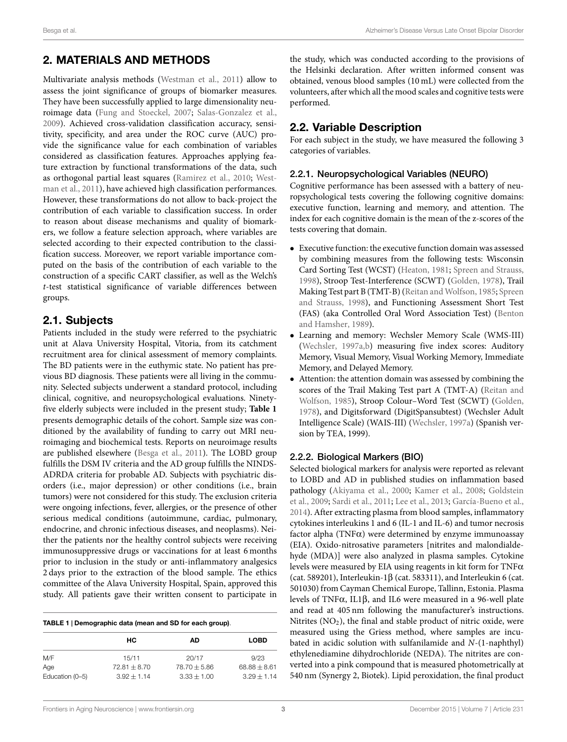## 2. MATERIALS AND METHODS

Multivariate analysis methods (Westman et al., 2011) allow to assess the joint significance of groups of biomarker measures. They have been successfully applied to large dimensionality neuroimage data (Fung and Stoeckel, 2007; Salas-Gonzalez et al., 2009). Achieved cross-validation classification accuracy, sensitivity, specificity, and area under the ROC curve (AUC) provide the significance value for each combination of variables considered as classification features. Approaches applying feature extraction by functional transformations of the data, such as orthogonal partial least squares (Ramirez et al., 2010; Westman et al., 2011), have achieved high classification performances. However, these transformations do not allow to back-project the contribution of each variable to classification success. In order to reason about disease mechanisms and quality of biomarkers, we follow a feature selection approach, where variables are selected according to their expected contribution to the classification success. Moreover, we report variable importance computed on the basis of the contribution of each variable to the construction of a specific CART classifier, as well as the Welch's *t*-test statistical significance of variable differences between groups.

### 2.1. Subjects

Patients included in the study were referred to the psychiatric unit at Alava University Hospital, Vitoria, from its catchment recruitment area for clinical assessment of memory complaints. The BD patients were in the euthymic state. No patient has previous BD diagnosis. These patients were all living in the community. Selected subjects underwent a standard protocol, including clinical, cognitive, and neuropsychological evaluations. Ninety-five elderly subjects were included in the present study; **Table 1** presents demographic details of the cohort. Sample size was conditioned by the availability of funding to carry out MRI neuroimaging and biochemical tests. Reports on neuroimage results are published elsewhere (Besga et al., 2011). The LOBD group fulfills the DSM IV criteria and the AD group fulfills the NINDS-ADRDA criteria for probable AD. Subjects with psychiatric disorders (i.e., major depression) or other conditions (i.e., brain tumors) were not considered for this study. The exclusion criteria were ongoing infections, fever, allergies, or the presence of other serious medical conditions (autoimmune, cardiac, pulmonary, endocrine, and chronic infectious diseases, and neoplasms). Neither the patients nor the healthy control subjects were receiving immunosuppressive drugs or vaccinations for at least 6 months prior to inclusion in the study or anti-inflammatory analgesics 2 days prior to the extraction of the blood sample. The ethics committee of the Alava University Hospital, Spain, approved this study. All patients gave their written consent to participate in the study, which was conducted according to the provisions of the Helsinki declaration. After written informed consent was obtained, venous blood samples (10 mL) were collected from the volunteers, after which all the mood scales and cognitive tests were performed.

**TABLE 1 | Demographic data (mean and SD for each group).**

| | HC | AD | LOBD |
|---|---|---|---|
| M/F | 15/11 | 20/17 | 9/23 |
| Age | 72.81 ± 8.70 | 78.70 ± 5.86 | 68.88 ± 8.61 |
| Education (0–5) | 3.92 ± 1.14 | 3.33 ± 1.00 | 3.29 ± 1.14 |

### 2.2. Variable Description

For each subject in the study, we have measured the following 3 categories of variables.

#### 2.2.1. Neuropsychological Variables (NEURO)

Cognitive performance has been assessed with a battery of neuropsychological tests covering the following cognitive domains: executive function, learning and memory, and attention. The index for each cognitive domain is the mean of the z-scores of the tests covering that domain.

- Executive function: the executive function domain was assessed by combining measures from the following tests: Wisconsin Card Sorting Test (WCST) (Heaton, 1981; Spreen and Strauss, 1998), Stroop Test-Interference (SCWT) (Golden, 1978), Trail Making Test part B (TMT-B) (Reitan and Wolfson, 1985; Spreen and Strauss, 1998), and Functioning Assessment Short Test (FAS) (aka Controlled Oral Word Association Test) (Benton and Hamsher, 1989).
- Learning and memory: Wechsler Memory Scale (WMS-III) (Wechsler, 1997a,b) measuring five index scores: Auditory Memory, Visual Memory, Visual Working Memory, Immediate Memory, and Delayed Memory.
- Attention: the attention domain was assessed by combining the scores of the Trail Making Test part A (TMT-A) (Reitan and Wolfson, 1985), Stroop Colour–Word Test (SCWT) (Golden, 1978), and Digitsforward (DigitSpansubtest) (Wechsler Adult Intelligence Scale) (WAIS-III) (Wechsler, 1997a) (Spanish version by TEA, 1999).

#### 2.2.2. Biological Markers (BIO)

Selected biological markers for analysis were reported as relevant to LOBD and AD in published studies on inflammation based pathology (Akiyama et al., 2000; Kamer et al., 2008; Goldstein et al., 2009; Sardi et al., 2011; Lee et al., 2013; García-Bueno et al., 2014). After extracting plasma from blood samples, inflammatory cytokines interleukins 1 and 6 (IL-1 and IL-6) and tumor necrosis factor alpha (TNF$\alpha$) were determined by enzyme immunoassay (EIA). Oxido-nitrosative parameters [nitrites and malondialdehyde (MDA)] were also analyzed in plasma samples. Cytokine levels were measured by EIA using reagents in kit form for TNF$\alpha$ (cat. 589201), Interleukin-1$\beta$ (cat. 583311), and Interleukin 6 (cat. 501030) from Cayman Chemical Europe, Tallinn, Estonia. Plasma levels of TNF$\alpha$, IL1$\beta$, and IL6 were measured in a 96-well plate and read at 405 nm following the manufacturer's instructions. Nitrites ($NO_2$), the final and stable product of nitric oxide, were measured using the Griess method, where samples are incubated in acidic solution with sulfanilamide and *N*-(1-naphthyl) ethylenediamine dihydrochloride (NEDA). The nitrites are converted into a pink compound that is measured photometrically at 540 nm (Synergy 2, Biotek). Lipid peroxidation, the final product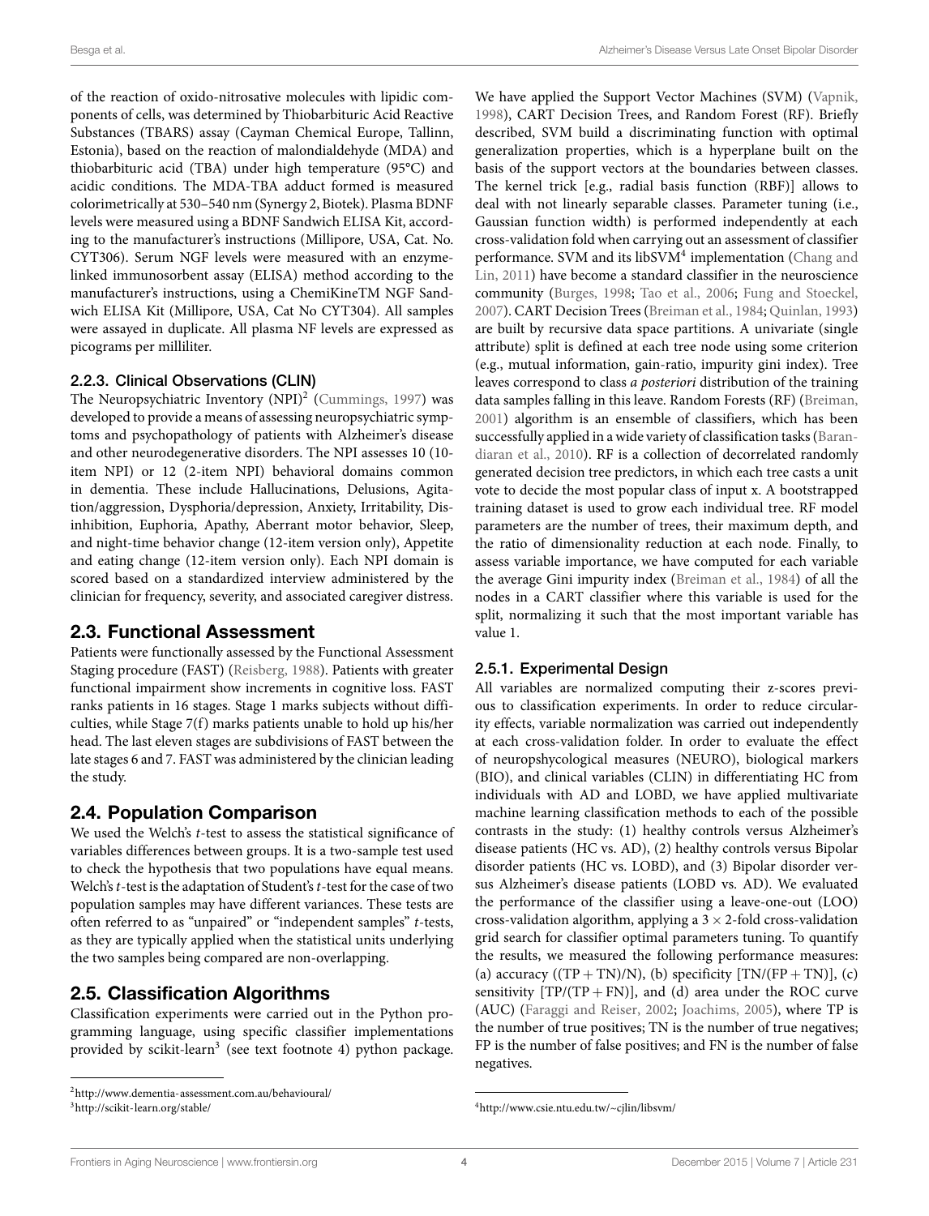of the reaction of oxido-nitrosative molecules with lipidic components of cells, was determined by Thiobarbituric Acid Reactive Substances (TBARS) assay (Cayman Chemical Europe, Tallinn, Estonia), based on the reaction of malondialdehyde (MDA) and thiobarbituric acid (TBA) under high temperature (95°C) and acidic conditions. The MDA-TBA adduct formed is measured colorimetrically at 530–540 nm (Synergy 2, Biotek). Plasma BDNF levels were measured using a BDNF Sandwich ELISA Kit, according to the manufacturer's instructions (Millipore, USA, Cat. No. CYT306). Serum NGF levels were measured with an enzyme-linked immunosorbent assay (ELISA) method according to the manufacturer's instructions, using a ChemiKineTM NGF Sandwich ELISA Kit (Millipore, USA, Cat No CYT304). All samples were assayed in duplicate. All plasma NF levels are expressed as picograms per milliliter.

### 2.2.3. Clinical Observations (CLIN)

The Neuropsychiatric Inventory (NPI)[2] (Cummings, 1997) was developed to provide a means of assessing neuropsychiatric symptoms and psychopathology of patients with Alzheimer's disease and other neurodegenerative disorders. The NPI assesses 10 (10-item NPI) or 12 (2-item NPI) behavioral domains common in dementia. These include Hallucinations, Delusions, Agitation/aggression, Dysphoria/depression, Anxiety, Irritability, Disinhibition, Euphoria, Apathy, Aberrant motor behavior, Sleep, and night-time behavior change (12-item version only), Appetite and eating change (12-item version only). Each NPI domain is scored based on a standardized interview administered by the clinician for frequency, severity, and associated caregiver distress.

## 2.3. Functional Assessment

Patients were functionally assessed by the Functional Assessment Staging procedure (FAST) (Reisberg, 1988). Patients with greater functional impairment show increments in cognitive loss. FAST ranks patients in 16 stages. Stage 1 marks subjects without difficulties, while Stage 7(f) marks patients unable to hold up his/her head. The last eleven stages are subdivisions of FAST between the late stages 6 and 7. FAST was administered by the clinician leading the study.

## 2.4. Population Comparison

We used the Welch's *t*-test to assess the statistical significance of variables differences between groups. It is a two-sample test used to check the hypothesis that two populations have equal means. Welch's *t*-test is the adaptation of Student's *t*-test for the case of two population samples may have different variances. These tests are often referred to as "unpaired" or "independent samples" *t*-tests, as they are typically applied when the statistical units underlying the two samples being compared are non-overlapping.

## 2.5. Classification Algorithms

Classification experiments were carried out in the Python programming language, using specific classifier implementations provided by scikit-learn[3] (see text footnote 4) python package. We have applied the Support Vector Machines (SVM) (Vapnik, 1998), CART Decision Trees, and Random Forest (RF). Briefly described, SVM build a discriminating function with optimal generalization properties, which is a hyperplane built on the basis of the support vectors at the boundaries between classes. The kernel trick [e.g., radial basis function (RBF)] allows to deal with not linearly separable classes. Parameter tuning (i.e., Gaussian function width) is performed independently at each cross-validation fold when carrying out an assessment of classifier performance. SVM and its libSVM[4] implementation (Chang and Lin, 2011) have become a standard classifier in the neuroscience community (Burges, 1998; Tao et al., 2006; Fung and Stoeckel, 2007). CART Decision Trees (Breiman et al., 1984; Quinlan, 1993) are built by recursive data space partitions. A univariate (single attribute) split is defined at each tree node using some criterion (e.g., mutual information, gain-ratio, impurity gini index). Tree leaves correspond to class *a posteriori* distribution of the training data samples falling in this leave. Random Forests (RF) (Breiman, 2001) algorithm is an ensemble of classifiers, which has been successfully applied in a wide variety of classification tasks (Barandiaran et al., 2010). RF is a collection of decorrelated randomly generated decision tree predictors, in which each tree casts a unit vote to decide the most popular class of input x. A bootstrapped training dataset is used to grow each individual tree. RF model parameters are the number of trees, their maximum depth, and the ratio of dimensionality reduction at each node. Finally, to assess variable importance, we have computed for each variable the average Gini impurity index (Breiman et al., 1984) of all the nodes in a CART classifier where this variable is used for the split, normalizing it such that the most important variable has value 1.

### 2.5.1. Experimental Design

All variables are normalized computing their z-scores previous to classification experiments. In order to reduce circularity effects, variable normalization was carried out independently at each cross-validation folder. In order to evaluate the effect of neuropshycological measures (NEURO), biological markers (BIO), and clinical variables (CLIN) in differentiating HC from individuals with AD and LOBD, we have applied multivariate machine learning classification methods to each of the possible contrasts in the study: (1) healthy controls versus Alzheimer's disease patients (HC vs. AD), (2) healthy controls versus Bipolar disorder patients (HC vs. LOBD), and (3) Bipolar disorder versus Alzheimer's disease patients (LOBD vs. AD). We evaluated the performance of the classifier using a leave-one-out (LOO) cross-validation algorithm, applying a $3 \times 2$-fold cross-validation grid search for classifier optimal parameters tuning. To quantify the results, we measured the following performance measures: (a) accuracy $((TP + TN)/N)$, (b) specificity $[TN/(FP + TN)]$, (c) sensitivity $[TP/(TP + FN)]$, and (d) area under the ROC curve (AUC) (Faraggi and Reiser, 2002; Joachims, 2005), where TP is the number of true positives; TN is the number of true negatives; FP is the number of false positives; and FN is the number of false negatives.

---

[2] http://www.dementia-assessment.com.au/behavioural/

[3] http://scikit-learn.org/stable/

[4] http://www.csie.ntu.edu.tw/~cjlin/libsvm/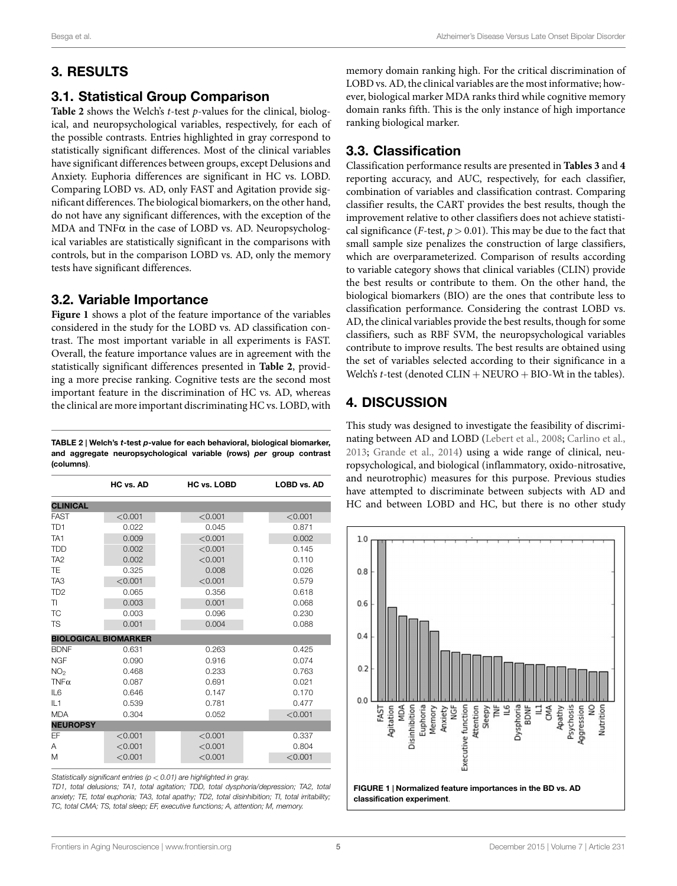## 3. RESULTS

### 3.1. Statistical Group Comparison

**Table 2** shows the Welch's *t*-test *p*-values for the clinical, biological, and neuropsychological variables, respectively, for each of the possible contrasts. Entries highlighted in gray correspond to statistically significant differences. Most of the clinical variables have significant differences between groups, except Delusions and Anxiety. Euphoria differences are significant in HC vs. LOBD. Comparing LOBD vs. AD, only FAST and Agitation provide significant differences. The biological biomarkers, on the other hand, do not have any significant differences, with the exception of the MDA and TNF$\alpha$ in the case of LOBD vs. AD. Neuropsychological variables are statistically significant in the comparisons with controls, but in the comparison LOBD vs. AD, only the memory tests have significant differences.

### 3.2. Variable Importance

**Figure 1** shows a plot of the feature importance of the variables considered in the study for the LOBD vs. AD classification contrast. The most important variable in all experiments is FAST. Overall, the feature importance values are in agreement with the statistically significant differences presented in **Table 2**, providing a more precise ranking. Cognitive tests are the second most important feature in the discrimination of HC vs. AD, whereas the clinical are more important discriminating HC vs. LOBD, with memory domain ranking high. For the critical discrimination of LOBD vs. AD, the clinical variables are the most informative; however, biological marker MDA ranks third while cognitive memory domain ranks fifth. This is the only instance of high importance ranking biological marker.

**TABLE 2 | Welch's *t*-test *p*-value for each behavioral, biological biomarker, and aggregate neuropsychological variable (rows) *per* group contrast (columns)**.

| | HC vs. AD | HC vs. LOBD | LOBD vs. AD |
|---|---|---|---|
| **CLINICAL** | | | |
| FAST | <0.001 | <0.001 | <0.001 |
| TD1 | 0.022 | 0.045 | 0.871 |
| TA1 | 0.009 | <0.001 | 0.002 |
| TDD | 0.002 | <0.001 | 0.145 |
| TA2 | 0.002 | <0.001 | 0.110 |
| TE | 0.325 | 0.008 | 0.026 |
| TA3 | <0.001 | <0.001 | 0.579 |
| TD2 | 0.065 | 0.356 | 0.618 |
| TI | 0.003 | 0.001 | 0.068 |
| TC | 0.003 | 0.096 | 0.230 |
| TS | 0.001 | 0.004 | 0.088 |
| **BIOLOGICAL BIOMARKER** | | | |
| BDNF | 0.631 | 0.263 | 0.425 |
| NGF | 0.090 | 0.916 | 0.074 |
| $NO_2$ | 0.468 | 0.233 | 0.763 |
| TNF$\alpha$ | 0.087 | 0.691 | 0.021 |
| IL6 | 0.646 | 0.147 | 0.170 |
| IL1 | 0.539 | 0.781 | 0.477 |
| MDA | 0.304 | 0.052 | <0.001 |
| **NEUROPSY** | | | |
| EF | <0.001 | <0.001 | 0.337 |
| A | <0.001 | <0.001 | 0.804 |
| M | <0.001 | <0.001 | <0.001 |

*Statistically significant entries ($p < 0.01$) are highlighted in gray.*
*TD1, total delusions; TA1, total agitation; TDD, total dysphoria/depression; TA2, total anxiety; TE, total euphoria; TA3, total apathy; TD2, total disinhibition; TI, total irritability; TC, total CMA; TS, total sleep; EF, executive functions; A, attention; M, memory.*

### 3.3. Classification

Classification performance results are presented in **Tables 3** and **4** reporting accuracy, and AUC, respectively, for each classifier, combination of variables and classification contrast. Comparing classifier results, the CART provides the best results, though the improvement relative to other classifiers does not achieve statistical significance (*F*-test, $p > 0.01$). This may be due to the fact that small sample size penalizes the construction of large classifiers, which are overparameterized. Comparison of results according to variable category shows that clinical variables (CLIN) provide the best results or contribute to them. On the other hand, the biological biomarkers (BIO) are the ones that contribute less to classification performance. Considering the contrast LOBD vs. AD, the clinical variables provide the best results, though for some classifiers, such as RBF SVM, the neuropsychological variables contribute to improve results. The best results are obtained using the set of variables selected according to their significance in a Welch's *t*-test (denoted CLIN + NEURO + BIO-Wt in the tables).

## 4. DISCUSSION

This study was designed to investigate the feasibility of discriminating between AD and LOBD (Lebert et al., 2008; Carlino et al., 2013; Grande et al., 2014) using a wide range of clinical, neuropsychological, and biological (inflammatory, oxido-nitrosative, and neurotrophic) measures for this purpose. Previous studies have attempted to discriminate between subjects with AD and HC and between LOBD and HC, but there is no other study

**FIGURE 1 | Normalized feature importances in the BD vs. AD classification experiment**.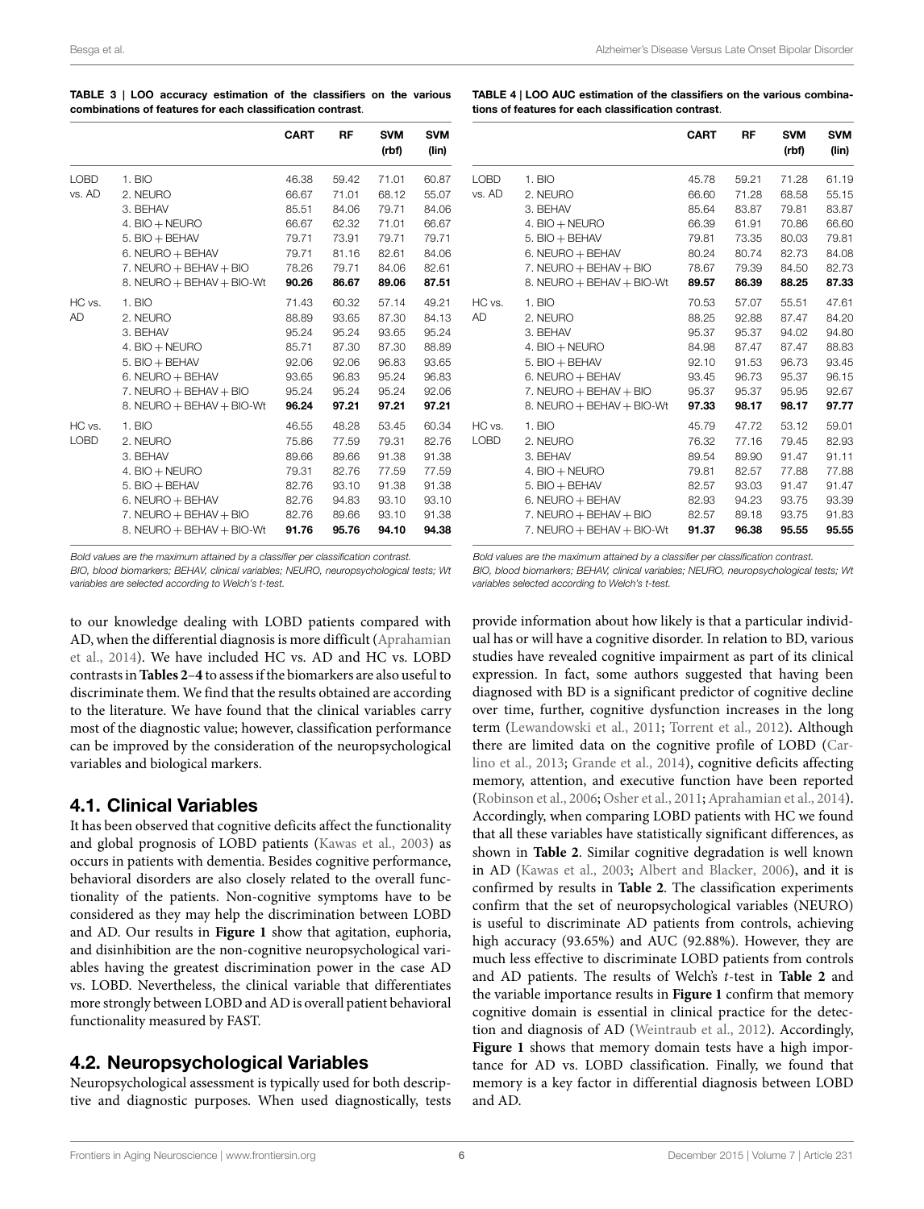**TABLE 3 | LOO accuracy estimation of the classifiers on the various combinations of features for each classification contrast.**

| | | CART | RF | SVM (rbf) | SVM (lin) |
|---|---|---|---|---|---|
| LOBD vs. AD | 1. BIO | 46.38 | 59.42 | 71.01 | 60.87 |
| | 2. NEURO | 66.67 | 71.01 | 68.12 | 55.07 |
| | 3. BEHAV | 85.51 | 84.06 | 79.71 | 84.06 |
| | 4. BIO + NEURO | 66.67 | 62.32 | 71.01 | 66.67 |
| | 5. BIO + BEHAV | 79.71 | 73.91 | 79.71 | 79.71 |
| | 6. NEURO + BEHAV | 79.71 | 81.16 | 82.61 | 84.06 |
| | 7. NEURO + BEHAV + BIO | 78.26 | 79.71 | 84.06 | 82.61 |
| | 8. NEURO + BEHAV + BIO-Wt | **90.26** | **86.67** | **89.06** | **87.51** |
| HC vs. AD | 1. BIO | 71.43 | 60.32 | 57.14 | 49.21 |
| | 2. NEURO | 88.89 | 93.65 | 87.30 | 84.13 |
| | 3. BEHAV | 95.24 | 95.24 | 93.65 | 95.24 |
| | 4. BIO + NEURO | 85.71 | 87.30 | 87.30 | 88.89 |
| | 5. BIO + BEHAV | 92.06 | 92.06 | 96.83 | 93.65 |
| | 6. NEURO + BEHAV | 93.65 | 96.83 | 95.24 | 96.83 |
| | 7. NEURO + BEHAV + BIO | 95.24 | 95.24 | 95.24 | 92.06 |
| | 8. NEURO + BEHAV + BIO-Wt | **96.24** | **97.21** | **97.21** | **97.21** |
| HC vs. LOBD | 1. BIO | 46.55 | 48.28 | 53.45 | 60.34 |
| | 2. NEURO | 75.86 | 77.59 | 79.31 | 82.76 |
| | 3. BEHAV | 89.66 | 89.66 | 91.38 | 91.38 |
| | 4. BIO + NEURO | 79.31 | 82.76 | 77.59 | 77.59 |
| | 5. BIO + BEHAV | 82.76 | 93.10 | 91.38 | 91.38 |
| | 6. NEURO + BEHAV | 82.76 | 94.83 | 93.10 | 93.10 |
| | 7. NEURO + BEHAV + BIO | 82.76 | 89.66 | 93.10 | 91.38 |
| | 8. NEURO + BEHAV + BIO-Wt | **91.76** | **95.76** | **94.10** | **94.38** |

*Bold values are the maximum attained by a classifier per classification contrast.*
*BIO, blood biomarkers; BEHAV, clinical variables; NEURO, neuropsychological tests; Wt variables are selected according to Welch's t-test.*

**TABLE 4 | LOO AUC estimation of the classifiers on the various combinations of features for each classification contrast.**

| | | CART | RF | SVM (rbf) | SVM (lin) |
|---|---|---|---|---|---|
| LOBD vs. AD | 1. BIO | 45.78 | 59.21 | 71.28 | 61.19 |
| | 2. NEURO | 66.60 | 71.28 | 68.58 | 55.15 |
| | 3. BEHAV | 85.64 | 83.87 | 79.81 | 83.87 |
| | 4. BIO + NEURO | 66.39 | 61.91 | 70.86 | 66.60 |
| | 5. BIO + BEHAV | 79.81 | 73.35 | 80.03 | 79.81 |
| | 6. NEURO + BEHAV | 80.24 | 80.74 | 82.73 | 84.08 |
| | 7. NEURO + BEHAV + BIO | 78.67 | 79.39 | 84.50 | 82.73 |
| | 8. NEURO + BEHAV + BIO-Wt | **89.57** | **86.39** | **88.25** | **87.33** |
| HC vs. AD | 1. BIO | 70.53 | 57.07 | 55.51 | 47.61 |
| | 2. NEURO | 88.25 | 92.88 | 87.47 | 84.20 |
| | 3. BEHAV | 95.37 | 95.37 | 94.02 | 94.80 |
| | 4. BIO + NEURO | 84.98 | 87.47 | 87.47 | 88.83 |
| | 5. BIO + BEHAV | 92.10 | 91.53 | 96.73 | 93.45 |
| | 6. NEURO + BEHAV | 93.45 | 96.73 | 95.37 | 96.15 |
| | 7. NEURO + BEHAV + BIO | 95.37 | 95.37 | 95.95 | 92.67 |
| | 8. NEURO + BEHAV + BIO-Wt | **97.33** | **98.17** | **98.17** | **97.77** |
| HC vs. LOBD | 1. BIO | 45.79 | 47.72 | 53.12 | 59.01 |
| | 2. NEURO | 76.32 | 77.16 | 79.45 | 82.93 |
| | 3. BEHAV | 89.54 | 89.90 | 91.47 | 91.11 |
| | 4. BIO + NEURO | 79.81 | 82.57 | 77.88 | 77.88 |
| | 5. BIO + BEHAV | 82.57 | 93.03 | 91.47 | 91.47 |
| | 6. NEURO + BEHAV | 82.93 | 94.23 | 93.75 | 93.39 |
| | 7. NEURO + BEHAV + BIO | 82.57 | 89.18 | 93.75 | 91.83 |
| | 7. NEURO + BEHAV + BIO-Wt | **91.37** | **96.38** | **95.55** | **95.55** |

*Bold values are the maximum attained by a classifier per classification contrast.*
*BIO, blood biomarkers; BEHAV, clinical variables; NEURO, neuropsychological tests; Wt variables selected according to Welch's t-test.*

to our knowledge dealing with LOBD patients compared with AD, when the differential diagnosis is more difficult (Aprahamian et al., 2014). We have included HC vs. AD and HC vs. LOBD contrasts in **Tables 2–4** to assess if the biomarkers are also useful to discriminate them. We find that the results obtained are according to the literature. We have found that the clinical variables carry most of the diagnostic value; however, classification performance can be improved by the consideration of the neuropsychological variables and biological markers.

## 4.1. Clinical Variables

It has been observed that cognitive deficits affect the functionality and global prognosis of LOBD patients (Kawas et al., 2003) as occurs in patients with dementia. Besides cognitive performance, behavioral disorders are also closely related to the overall functionality of the patients. Non-cognitive symptoms have to be considered as they may help the discrimination between LOBD and AD. Our results in **Figure 1** show that agitation, euphoria, and disinhibition are the non-cognitive neuropsychological variables having the greatest discrimination power in the case AD vs. LOBD. Nevertheless, the clinical variable that differentiates more strongly between LOBD and AD is overall patient behavioral functionality measured by FAST.

## 4.2. Neuropsychological Variables

Neuropsychological assessment is typically used for both descriptive and diagnostic purposes. When used diagnostically, tests provide information about how likely is that a particular individual has or will have a cognitive disorder. In relation to BD, various studies have revealed cognitive impairment as part of its clinical expression. In fact, some authors suggested that having been diagnosed with BD is a significant predictor of cognitive decline over time, further, cognitive dysfunction increases in the long term (Lewandowski et al., 2011; Torrent et al., 2012). Although there are limited data on the cognitive profile of LOBD (Carlino et al., 2013; Grande et al., 2014), cognitive deficits affecting memory, attention, and executive function have been reported (Robinson et al., 2006; Osher et al., 2011; Aprahamian et al., 2014). Accordingly, when comparing LOBD patients with HC we found that all these variables have statistically significant differences, as shown in **Table 2**. Similar cognitive degradation is well known in AD (Kawas et al., 2003; Albert and Blacker, 2006), and it is confirmed by results in **Table 2**. The classification experiments confirm that the set of neuropsychological variables (NEURO) is useful to discriminate AD patients from controls, achieving high accuracy (93.65%) and AUC (92.88%). However, they are much less effective to discriminate LOBD patients from controls and AD patients. The results of Welch's *t*-test in **Table 2** and the variable importance results in **Figure 1** confirm that memory cognitive domain is essential in clinical practice for the detection and diagnosis of AD (Weintraub et al., 2012). Accordingly, **Figure 1** shows that memory domain tests have a high importance for AD vs. LOBD classification. Finally, we found that memory is a key factor in differential diagnosis between LOBD and AD.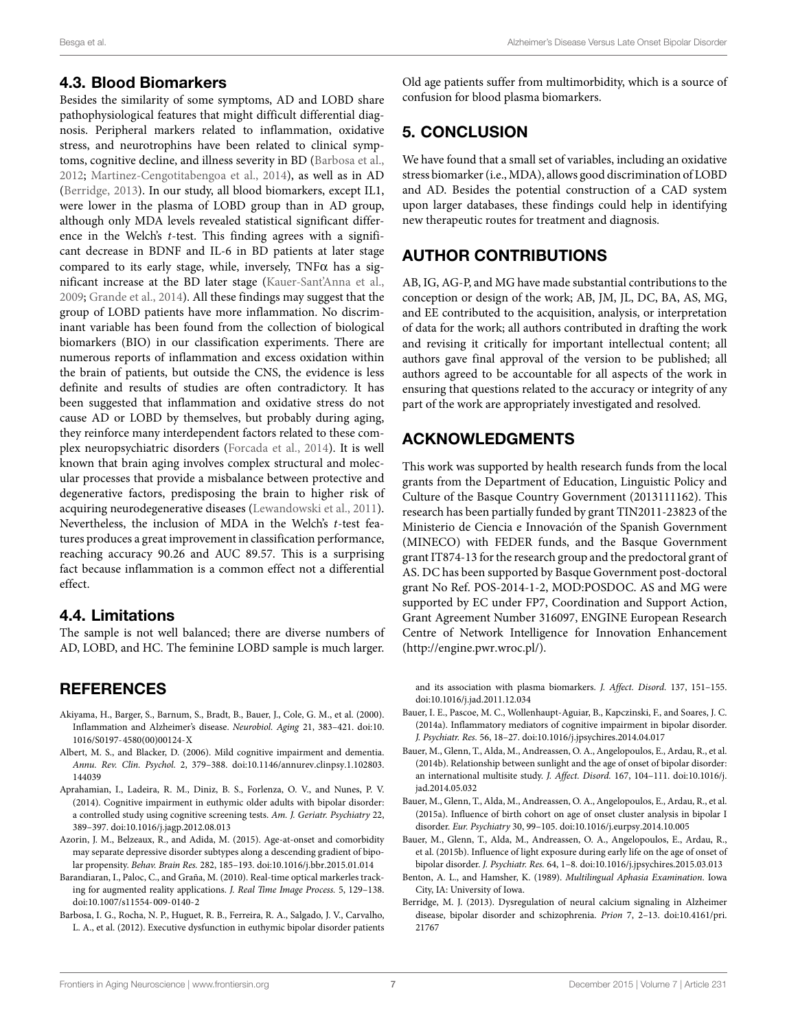## 4.3. Blood Biomarkers

Besides the similarity of some symptoms, AD and LOBD share pathophysiological features that might difficult differential diagnosis. Peripheral markers related to inflammation, oxidative stress, and neurotrophins have been related to clinical symptoms, cognitive decline, and illness severity in BD (Barbosa et al., 2012; Martinez-Cengotitabengoa et al., 2014), as well as in AD (Berridge, 2013). In our study, all blood biomarkers, except IL1, were lower in the plasma of LOBD group than in AD group, although only MDA levels revealed statistical significant difference in the Welch's *t*-test. This finding agrees with a significant decrease in BDNF and IL-6 in BD patients at later stage compared to its early stage, while, inversely, TNF$\alpha$ has a significant increase at the BD later stage (Kauer-Sant'Anna et al., 2009; Grande et al., 2014). All these findings may suggest that the group of LOBD patients have more inflammation. No discriminant variable has been found from the collection of biological biomarkers (BIO) in our classification experiments. There are numerous reports of inflammation and excess oxidation within the brain of patients, but outside the CNS, the evidence is less definite and results of studies are often contradictory. It has been suggested that inflammation and oxidative stress do not cause AD or LOBD by themselves, but probably during aging, they reinforce many interdependent factors related to these complex neuropsychiatric disorders (Forcada et al., 2014). It is well known that brain aging involves complex structural and molecular processes that provide a misbalance between protective and degenerative factors, predisposing the brain to higher risk of acquiring neurodegenerative diseases (Lewandowski et al., 2011). Nevertheless, the inclusion of MDA in the Welch's *t*-test features produces a great improvement in classification performance, reaching accuracy 90.26 and AUC 89.57. This is a surprising fact because inflammation is a common effect not a differential effect.

## 4.4. Limitations

The sample is not well balanced; there are diverse numbers of AD, LOBD, and HC. The feminine LOBD sample is much larger. Old age patients suffer from multimorbidity, which is a source of confusion for blood plasma biomarkers.

# 5. CONCLUSION

We have found that a small set of variables, including an oxidative stress biomarker (i.e., MDA), allows good discrimination of LOBD and AD. Besides the potential construction of a CAD system upon larger databases, these findings could help in identifying new therapeutic routes for treatment and diagnosis.

# AUTHOR CONTRIBUTIONS

AB, IG, AG-P, and MG have made substantial contributions to the conception or design of the work; AB, JM, JL, DC, BA, AS, MG, and EE contributed to the acquisition, analysis, or interpretation of data for the work; all authors contributed in drafting the work and revising it critically for important intellectual content; all authors gave final approval of the version to be published; all authors agreed to be accountable for all aspects of the work in ensuring that questions related to the accuracy or integrity of any part of the work are appropriately investigated and resolved.

# ACKNOWLEDGMENTS

This work was supported by health research funds from the local grants from the Department of Education, Linguistic Policy and Culture of the Basque Country Government (2013111162). This research has been partially funded by grant TIN2011-23823 of the Ministerio de Ciencia e Innovación of the Spanish Government (MINECO) with FEDER funds, and the Basque Government grant IT874-13 for the research group and the predoctoral grant of AS. DC has been supported by Basque Government post-doctoral grant No Ref. POS-2014-1-2, MOD:POSDOC. AS and MG were supported by EC under FP7, Coordination and Support Action, Grant Agreement Number 316097, ENGINE European Research Centre of Network Intelligence for Innovation Enhancement (http://engine.pwr.wroc.pl/).

# REFERENCES

Akiyama, H., Barger, S., Barnum, S., Bradt, B., Bauer, J., Cole, G. M., et al. (2000). Inflammation and Alzheimer's disease. *Neurobiol. Aging* 21, 383–421. doi:10.1016/S0197-4580(00)00124-X

Albert, M. S., and Blacker, D. (2006). Mild cognitive impairment and dementia. *Annu. Rev. Clin. Psychol.* 2, 379–388. doi:10.1146/annurev.clinpsy.1.102803.144039

Aprahamian, I., Ladeira, R. M., Diniz, B. S., Forlenza, O. V., and Nunes, P. V. (2014). Cognitive impairment in euthymic older adults with bipolar disorder: a controlled study using cognitive screening tests. *Am. J. Geriatr. Psychiatry* 22, 389–397. doi:10.1016/j.jagp.2012.08.013

Azorin, J. M., Belzeaux, R., and Adida, M. (2015). Age-at-onset and comorbidity may separate depressive disorder subtypes along a descending gradient of bipolar propensity. *Behav. Brain Res.* 282, 185–193. doi:10.1016/j.bbr.2015.01.014

Barandiaran, I., Paloc, C., and Graña, M. (2010). Real-time optical markerles tracking for augmented reality applications. *J. Real Time Image Process.* 5, 129–138. doi:10.1007/s11554-009-0140-2

Barbosa, I. G., Rocha, N. P., Huguet, R. B., Ferreira, R. A., Salgado, J. V., Carvalho, L. A., et al. (2012). Executive dysfunction in euthymic bipolar disorder patients and its association with plasma biomarkers. *J. Affect. Disord.* 137, 151–155. doi:10.1016/j.jad.2011.12.034

Bauer, I. E., Pascoe, M. C., Wollenhaupt-Aguiar, B., Kapczinski, F., and Soares, J. C. (2014a). Inflammatory mediators of cognitive impairment in bipolar disorder. *J. Psychiatr. Res.* 56, 18–27. doi:10.1016/j.jpsychires.2014.04.017

Bauer, M., Glenn, T., Alda, M., Andreassen, O. A., Angelopoulos, E., Ardau, R., et al. (2014b). Relationship between sunlight and the age of onset of bipolar disorder: an international multisite study. *J. Affect. Disord.* 167, 104–111. doi:10.1016/j.jad.2014.05.032

Bauer, M., Glenn, T., Alda, M., Andreassen, O. A., Angelopoulos, E., Ardau, R., et al. (2015a). Influence of birth cohort on age of onset cluster analysis in bipolar I disorder. *Eur. Psychiatry* 30, 99–105. doi:10.1016/j.eurpsy.2014.10.005

Bauer, M., Glenn, T., Alda, M., Andreassen, O. A., Angelopoulos, E., Ardau, R., et al. (2015b). Influence of light exposure during early life on the age of onset of bipolar disorder. *J. Psychiatr. Res.* 64, 1–8. doi:10.1016/j.jpsychires.2015.03.013

Benton, A. L., and Hamsher, K. (1989). *Multilingual Aphasia Examination*. Iowa City, IA: University of Iowa.

Berridge, M. J. (2013). Dysregulation of neural calcium signaling in Alzheimer disease, bipolar disorder and schizophrenia. *Prion* 7, 2–13. doi:10.4161/pri.21767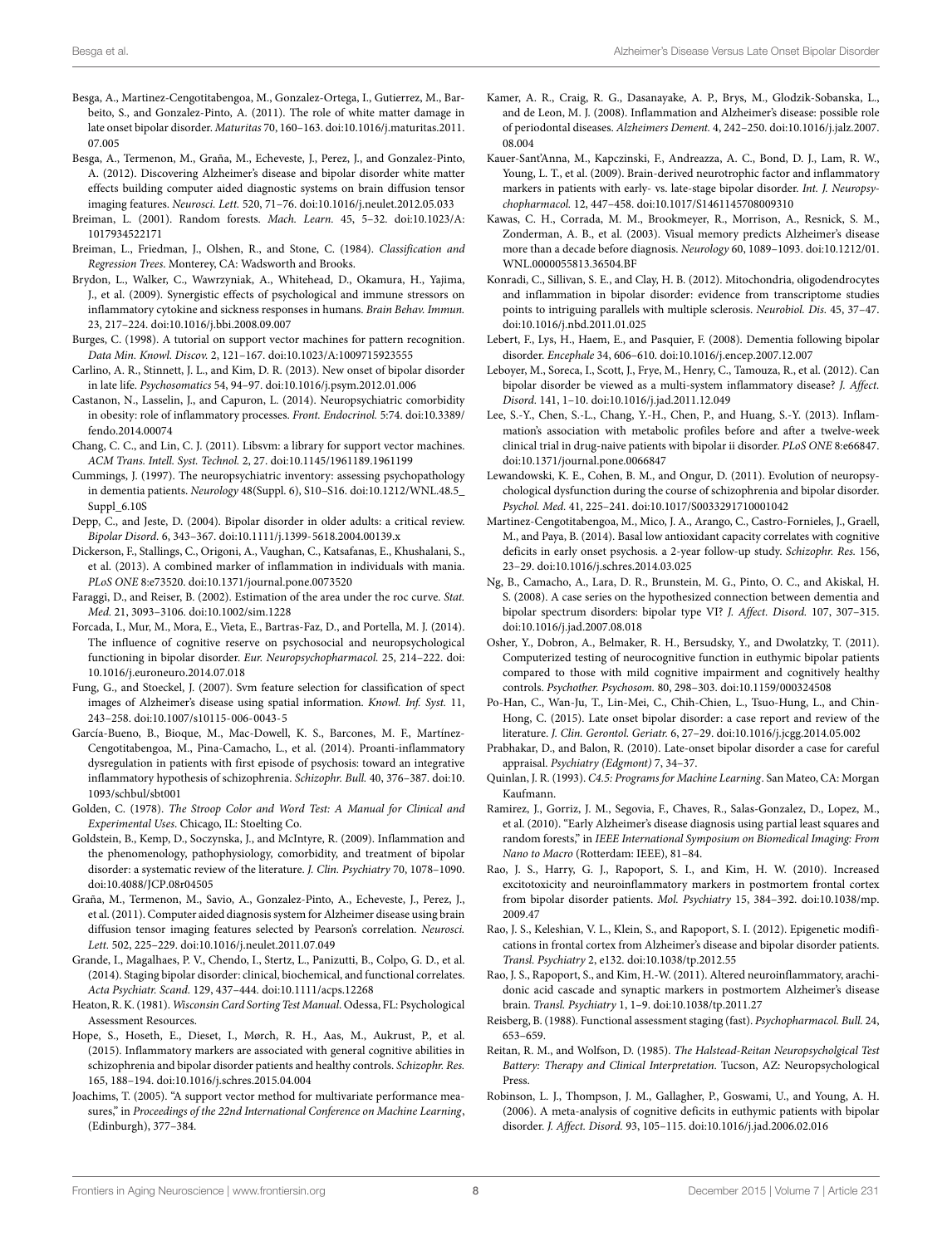Besga, A., Martinez-Cengotitabengoa, M., Gonzalez-Ortega, I., Gutierrez, M., Barbeito, S., and Gonzalez-Pinto, A. (2011). The role of white matter damage in late onset bipolar disorder. *Maturitas* 70, 160–163. doi:10.1016/j.maturitas.2011.07.005

Besga, A., Termenon, M., Graña, M., Echeveste, J., Perez, J., and Gonzalez-Pinto, A. (2012). Discovering Alzheimer's disease and bipolar disorder white matter effects building computer aided diagnostic systems on brain diffusion tensor imaging features. *Neurosci. Lett.* 520, 71–76. doi:10.1016/j.neulet.2012.05.033

Breiman, L. (2001). Random forests. *Mach. Learn.* 45, 5–32. doi:10.1023/A:1017934522171

Breiman, L., Friedman, J., Olshen, R., and Stone, C. (1984). *Classification and Regression Trees*. Monterey, CA: Wadsworth and Brooks.

Brydon, L., Walker, C., Wawrzyniak, A., Whitehead, D., Okamura, H., Yajima, J., et al. (2009). Synergistic effects of psychological and immune stressors on inflammatory cytokine and sickness responses in humans. *Brain Behav. Immun.* 23, 217–224. doi:10.1016/j.bbi.2008.09.007

Burges, C. (1998). A tutorial on support vector machines for pattern recognition. *Data Min. Knowl. Discov.* 2, 121–167. doi:10.1023/A:1009715923555

Carlino, A. R., Stinnett, J. L., and Kim, D. R. (2013). New onset of bipolar disorder in late life. *Psychosomatics* 54, 94–97. doi:10.1016/j.psym.2012.01.006

Castanon, N., Lasselin, J., and Capuron, L. (2014). Neuropsychiatric comorbidity in obesity: role of inflammatory processes. *Front. Endocrinol.* 5:74. doi:10.3389/fendo.2014.00074

Chang, C. C., and Lin, C. J. (2011). Libsvm: a library for support vector machines. *ACM Trans. Intell. Syst. Technol.* 2, 27. doi:10.1145/1961189.1961199

Cummings, J. (1997). The neuropsychiatric inventory: assessing psychopathology in dementia patients. *Neurology* 48(Suppl. 6), S10–S16. doi:10.1212/WNL.48.5_Suppl_6.10S

Depp, C., and Jeste, D. (2004). Bipolar disorder in older adults: a critical review. *Bipolar Disord.* 6, 343–367. doi:10.1111/j.1399-5618.2004.00139.x

Dickerson, F., Stallings, C., Origoni, A., Vaughan, C., Katsafanas, E., Khushalani, S., et al. (2013). A combined marker of inflammation in individuals with mania. *PLoS ONE* 8:e73520. doi:10.1371/journal.pone.0073520

Faraggi, D., and Reiser, B. (2002). Estimation of the area under the roc curve. *Stat. Med.* 21, 3093–3106. doi:10.1002/sim.1228

Forcada, I., Mur, M., Mora, E., Vieta, E., Bartras-Faz, D., and Portella, M. J. (2014). The influence of cognitive reserve on psychosocial and neuropsychological functioning in bipolar disorder. *Eur. Neuropsychopharmacol.* 25, 214–222. doi:10.1016/j.euroneuro.2014.07.018

Fung, G., and Stoeckel, J. (2007). Svm feature selection for classification of spect images of Alzheimer's disease using spatial information. *Knowl. Inf. Syst.* 11, 243–258. doi:10.1007/s10115-006-0043-5

García-Bueno, B., Bioque, M., Mac-Dowell, K. S., Barcones, M. F., Martínez-Cengotitabengoa, M., Pina-Camacho, L., et al. (2014). Proanti-inflammatory dysregulation in patients with first episode of psychosis: toward an integrative inflammatory hypothesis of schizophrenia. *Schizophr. Bull.* 40, 376–387. doi:10.1093/schbul/sbt001

Golden, C. (1978). *The Stroop Color and Word Test: A Manual for Clinical and Experimental Uses*. Chicago, IL: Stoelting Co.

Goldstein, B., Kemp, D., Soczynska, J., and McIntyre, R. (2009). Inflammation and the phenomenology, pathophysiology, comorbidity, and treatment of bipolar disorder: a systematic review of the literature. *J. Clin. Psychiatry* 70, 1078–1090. doi:10.4088/JCP.08r04505

Graña, M., Termenon, M., Savio, A., Gonzalez-Pinto, A., Echeveste, J., Perez, J., et al. (2011). Computer aided diagnosis system for Alzheimer disease using brain diffusion tensor imaging features selected by Pearson's correlation. *Neurosci. Lett.* 502, 225–229. doi:10.1016/j.neulet.2011.07.049

Grande, I., Magalhaes, P. V., Chendo, I., Stertz, L., Panizutti, B., Colpo, G. D., et al. (2014). Staging bipolar disorder: clinical, biochemical, and functional correlates. *Acta Psychiatr. Scand.* 129, 437–444. doi:10.1111/acps.12268

Heaton, R. K. (1981). *Wisconsin Card Sorting Test Manual*. Odessa, FL: Psychological Assessment Resources.

Hope, S., Hoseth, E., Dieset, I., Mørch, R. H., Aas, M., Aukrust, P., et al. (2015). Inflammatory markers are associated with general cognitive abilities in schizophrenia and bipolar disorder patients and healthy controls. *Schizophr. Res.* 165, 188–194. doi:10.1016/j.schres.2015.04.004

Joachims, T. (2005). "A support vector method for multivariate performance measures," in *Proceedings of the 22nd International Conference on Machine Learning*, (Edinburgh), 377–384.

Kamer, A. R., Craig, R. G., Dasanayake, A. P., Brys, M., Glodzik-Sobanska, L., and de Leon, M. J. (2008). Inflammation and Alzheimer's disease: possible role of periodontal diseases. *Alzheimers Dement.* 4, 242–250. doi:10.1016/j.jalz.2007.08.004

Kauer-Sant'Anna, M., Kapczinski, F., Andreazza, A. C., Bond, D. J., Lam, R. W., Young, L. T., et al. (2009). Brain-derived neurotrophic factor and inflammatory markers in patients with early- vs. late-stage bipolar disorder. *Int. J. Neuropsychopharmacol.* 12, 447–458. doi:10.1017/S1461145708009310

Kawas, C. H., Corrada, M. M., Brookmeyer, R., Morrison, A., Resnick, S. M., Zonderman, A. B., et al. (2003). Visual memory predicts Alzheimer's disease more than a decade before diagnosis. *Neurology* 60, 1089–1093. doi:10.1212/01.WNL.0000055813.36504.BF

Konradi, C., Sillivan, S. E., and Clay, H. B. (2012). Mitochondria, oligodendrocytes and inflammation in bipolar disorder: evidence from transcriptome studies points to intriguing parallels with multiple sclerosis. *Neurobiol. Dis.* 45, 37–47. doi:10.1016/j.nbd.2011.01.025

Lebert, F., Lys, H., Haem, E., and Pasquier, F. (2008). Dementia following bipolar disorder. *Encephale* 34, 606–610. doi:10.1016/j.encep.2007.12.007

Leboyer, M., Soreca, I., Scott, J., Frye, M., Henry, C., Tamouza, R., et al. (2012). Can bipolar disorder be viewed as a multi-system inflammatory disease? *J. Affect. Disord.* 141, 1–10. doi:10.1016/j.jad.2011.12.049

Lee, S.-Y., Chen, S.-L., Chang, Y.-H., Chen, P., and Huang, S.-Y. (2013). Inflammation's association with metabolic profiles before and after a twelve-week clinical trial in drug-naive patients with bipolar ii disorder. *PLoS ONE* 8:e66847. doi:10.1371/journal.pone.0066847

Lewandowski, K. E., Cohen, B. M., and Ongur, D. (2011). Evolution of neuropsychological dysfunction during the course of schizophrenia and bipolar disorder. *Psychol. Med.* 41, 225–241. doi:10.1017/S0033291710001042

Martinez-Cengotitabengoa, M., Mico, J. A., Arango, C., Castro-Fornieles, J., Graell, M., and Paya, B. (2014). Basal low antioxidant capacity correlates with cognitive deficits in early onset psychosis. a 2-year follow-up study. *Schizophr. Res.* 156, 23–29. doi:10.1016/j.schres.2014.03.025

Ng, B., Camacho, A., Lara, D. R., Brunstein, M. G., Pinto, O. C., and Akiskal, H. S. (2008). A case series on the hypothesized connection between dementia and bipolar spectrum disorders: bipolar type VI? *J. Affect. Disord.* 107, 307–315. doi:10.1016/j.jad.2007.08.018

Osher, Y., Dobron, A., Belmaker, R. H., Bersudsky, Y., and Dwolatzky, T. (2011). Computerized testing of neurocognitive function in euthymic bipolar patients compared to those with mild cognitive impairment and cognitively healthy controls. *Psychother. Psychosom.* 80, 298–303. doi:10.1159/000324508

Po-Han, C., Wan-Ju, T., Lin-Mei, C., Chih-Chien, L., Tsuo-Hung, L., and Chin-Hong, C. (2015). Late onset bipolar disorder: a case report and review of the literature. *J. Clin. Gerontol. Geriatr.* 6, 27–29. doi:10.1016/j.jcgg.2014.05.002

Prabhakar, D., and Balon, R. (2010). Late-onset bipolar disorder a case for careful appraisal. *Psychiatry (Edgmont)* 7, 34–37.

Quinlan, J. R. (1993). *C4.5: Programs for Machine Learning*. San Mateo, CA: Morgan Kaufmann.

Ramirez, J., Gorriz, J. M., Segovia, F., Chaves, R., Salas-Gonzalez, D., Lopez, M., et al. (2010). "Early Alzheimer's disease diagnosis using partial least squares and random forests," in *IEEE International Symposium on Biomedical Imaging: From Nano to Macro* (Rotterdam: IEEE), 81–84.

Rao, J. S., Harry, G. J., Rapoport, S. I., and Kim, H. W. (2010). Increased excitotoxicity and neuroinflammatory markers in postmortem frontal cortex from bipolar disorder patients. *Mol. Psychiatry* 15, 384–392. doi:10.1038/mp.2009.47

Rao, J. S., Keleshian, V. L., Klein, S., and Rapoport, S. I. (2012). Epigenetic modifications in frontal cortex from Alzheimer's disease and bipolar disorder patients. *Transl. Psychiatry* 2, e132. doi:10.1038/tp.2012.55

Rao, J. S., Rapoport, S. S., and Kim, H.-W. (2011). Altered neuroinflammatory, arachidonic acid cascade and synaptic markers in postmortem Alzheimer's disease brain. *Transl. Psychiatry* 1, 1–9. doi:10.1038/tp.2011.27

Reisberg, B. (1988). Functional assessment staging (fast). *Psychopharmacol. Bull.* 24, 653–659.

Reitan, R. M., and Wolfson, D. (1985). *The Halstead-Reitan Neuropsycholgical Test Battery: Therapy and Clinical Interpretation*. Tucson, AZ: Neuropsychological Press.

Robinson, L. J., Thompson, J. M., Gallagher, P., Goswami, U., and Young, A. H. (2006). A meta-analysis of cognitive deficits in euthymic patients with bipolar disorder. *J. Affect. Disord.* 93, 105–115. doi:10.1016/j.jad.2006.02.016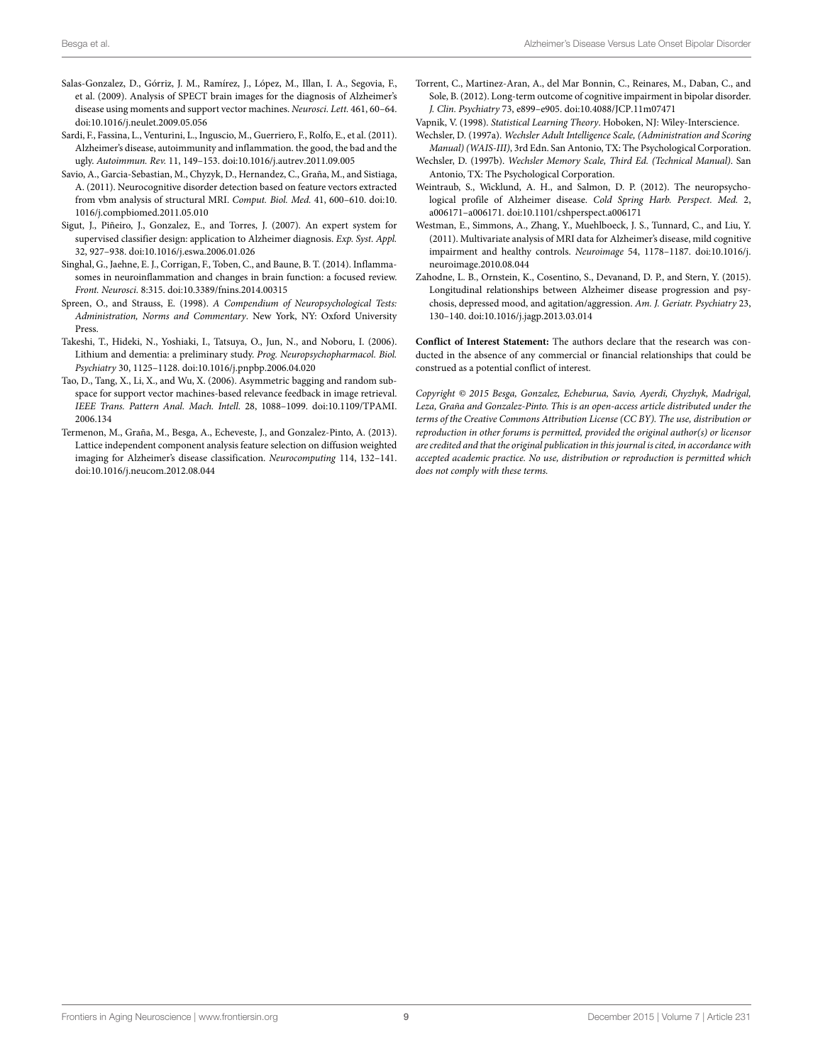Salas-Gonzalez, D., Górriz, J. M., Ramírez, J., López, M., Illan, I. A., Segovia, F., et al. (2009). Analysis of SPECT brain images for the diagnosis of Alzheimer's disease using moments and support vector machines. *Neurosci. Lett.* 461, 60–64. doi:10.1016/j.neulet.2009.05.056

Sardi, F., Fassina, L., Venturini, L., Inguscio, M., Guerriero, F., Rolfo, E., et al. (2011). Alzheimer's disease, autoimmunity and inflammation. the good, the bad and the ugly. *Autoimmun. Rev.* 11, 149–153. doi:10.1016/j.autrev.2011.09.005

Savio, A., Garcia-Sebastian, M., Chyzyk, D., Hernandez, C., Graña, M., and Sistiaga, A. (2011). Neurocognitive disorder detection based on feature vectors extracted from vbm analysis of structural MRI. *Comput. Biol. Med.* 41, 600–610. doi:10.1016/j.compbiomed.2011.05.010

Sigut, J., Piñeiro, J., Gonzalez, E., and Torres, J. (2007). An expert system for supervised classifier design: application to Alzheimer diagnosis. *Exp. Syst. Appl.* 32, 927–938. doi:10.1016/j.eswa.2006.01.026

Singhal, G., Jaehne, E. J., Corrigan, F., Toben, C., and Baune, B. T. (2014). Inflammasomes in neuroinflammation and changes in brain function: a focused review. *Front. Neurosci.* 8:315. doi:10.3389/fnins.2014.00315

Spreen, O., and Strauss, E. (1998). *A Compendium of Neuropsychological Tests: Administration, Norms and Commentary*. New York, NY: Oxford University Press.

Takeshi, T., Hideki, N., Yoshiaki, I., Tatsuya, O., Jun, N., and Noboru, I. (2006). Lithium and dementia: a preliminary study. *Prog. Neuropsychopharmacol. Biol. Psychiatry* 30, 1125–1128. doi:10.1016/j.pnpbp.2006.04.020

Tao, D., Tang, X., Li, X., and Wu, X. (2006). Asymmetric bagging and random subspace for support vector machines-based relevance feedback in image retrieval. *IEEE Trans. Pattern Anal. Mach. Intell.* 28, 1088–1099. doi:10.1109/TPAMI.2006.134

Termenon, M., Graña, M., Besga, A., Echeveste, J., and Gonzalez-Pinto, A. (2013). Lattice independent component analysis feature selection on diffusion weighted imaging for Alzheimer's disease classification. *Neurocomputing* 114, 132–141. doi:10.1016/j.neucom.2012.08.044

Torrent, C., Martinez-Aran, A., del Mar Bonnin, C., Reinares, M., Daban, C., and Sole, B. (2012). Long-term outcome of cognitive impairment in bipolar disorder. *J. Clin. Psychiatry* 73, e899–e905. doi:10.4088/JCP.11m07471

Vapnik, V. (1998). *Statistical Learning Theory*. Hoboken, NJ: Wiley-Interscience.

Wechsler, D. (1997a). *Wechsler Adult Intelligence Scale, (Administration and Scoring Manual) (WAIS-III)*, 3rd Edn. San Antonio, TX: The Psychological Corporation.

Wechsler, D. (1997b). *Wechsler Memory Scale, Third Ed. (Technical Manual)*. San Antonio, TX: The Psychological Corporation.

Weintraub, S., Wicklund, A. H., and Salmon, D. P. (2012). The neuropsychological profile of Alzheimer disease. *Cold Spring Harb. Perspect. Med.* 2, a006171–a006171. doi:10.1101/cshperspect.a006171

Westman, E., Simmons, A., Zhang, Y., Muehlboeck, J. S., Tunnard, C., and Liu, Y. (2011). Multivariate analysis of MRI data for Alzheimer's disease, mild cognitive impairment and healthy controls. *Neuroimage* 54, 1178–1187. doi:10.1016/j.neuroimage.2010.08.044

Zahodne, L. B., Ornstein, K., Cosentino, S., Devanand, D. P., and Stern, Y. (2015). Longitudinal relationships between Alzheimer disease progression and psychosis, depressed mood, and agitation/aggression. *Am. J. Geriatr. Psychiatry* 23, 130–140. doi:10.1016/j.jagp.2013.03.014

**Conflict of Interest Statement:** The authors declare that the research was conducted in the absence of any commercial or financial relationships that could be construed as a potential conflict of interest.

*Copyright © 2015 Besga, Gonzalez, Echeburua, Savio, Ayerdi, Chyzhyk, Madrigal, Leza, Graña and Gonzalez-Pinto. This is an open-access article distributed under the terms of the Creative Commons Attribution License (CC BY). The use, distribution or reproduction in other forums is permitted, provided the original author(s) or licensor are credited and that the original publication in this journal is cited, in accordance with accepted academic practice. No use, distribution or reproduction is permitted which does not comply with these terms.*